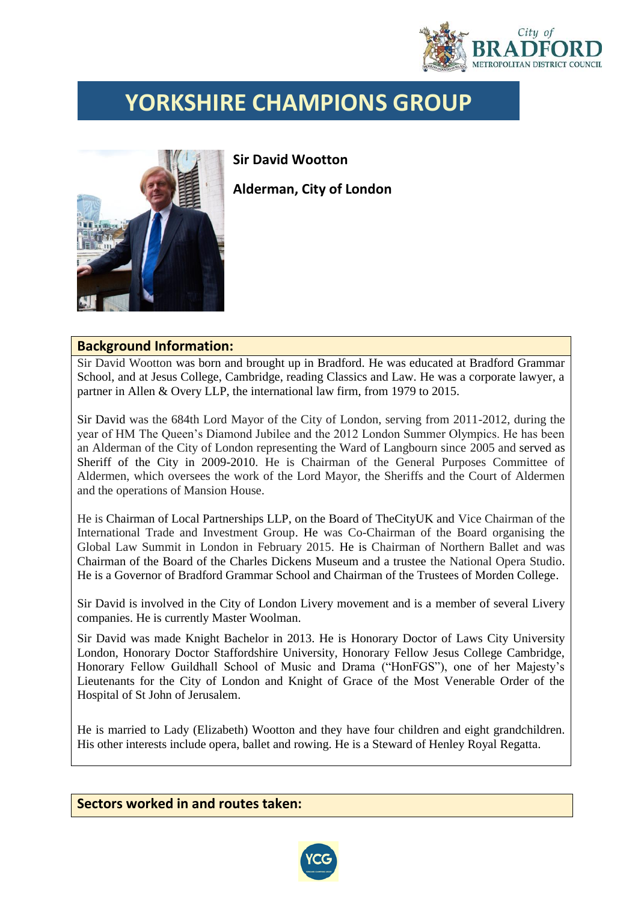# YORKSHIRE CHAMPIONS GROUP

**Sir David Wootton**

**Alderman, City of London**

## Background Information:

Sir David Wootton was born and brought up in Bradford. He was educated at Bradford Grammar School, and at Jesus College, Cambridge, reading Classics and Law. He was a corporate lawyer, a partner in Allen & Overy LLP, the international law firm, from 1979 to 2015.

Sir David was the 684th Lord Mayor of the City of London, serving from 2011-2012, during the year of HM The Queen's Diamond Jubilee and the 2012 London Summer Olympics. He has been an Alderman of the City of London representing the Ward of Langbourn since 2005 and served as Sheriff of the City in 2009-2010. He is Chairman of the General Purposes Committee of Aldermen, which oversees the work of the Lord Mayor, the Sheriffs and the Court of Aldermen and the operations of Mansion House.

He is Chairman of Local Partnerships LLP, on the Board of TheCityUK and Vice Chairman of the International Trade and Investment Group. He was Co-Chairman of the Board organising the Global Law Summit in London in February 2015. He is Chairman of Northern Ballet and was Chairman of the Board of the Charles Dickens Museum and a trustee the National Opera Studio. He is a Governor of Bradford Grammar School and Chairman of the Trustees of Morden College.

Sir David is involved in the City of London Livery movement and is a member of several Livery companies. He is currently Master Woolman.

Sir David was made Knight Bachelor in 2013. He is Honorary Doctor of Laws City University London, Honorary Doctor Staffordshire University, Honorary Fellow Jesus College Cambridge, Honorary Fellow Guildhall School of Music and Drama ("HonFGS"), one of her Majesty's Lieutenants for the City of London and Knight of Grace of the Most Venerable Order of the Hospital of St John of Jerusalem.

He is married to Lady (Elizabeth) Wootton and they have four children and eight grandchildren. His other interests include opera, ballet and rowing. He is a Steward of Henley Royal Regatta.

## Sectors worked in and routes taken: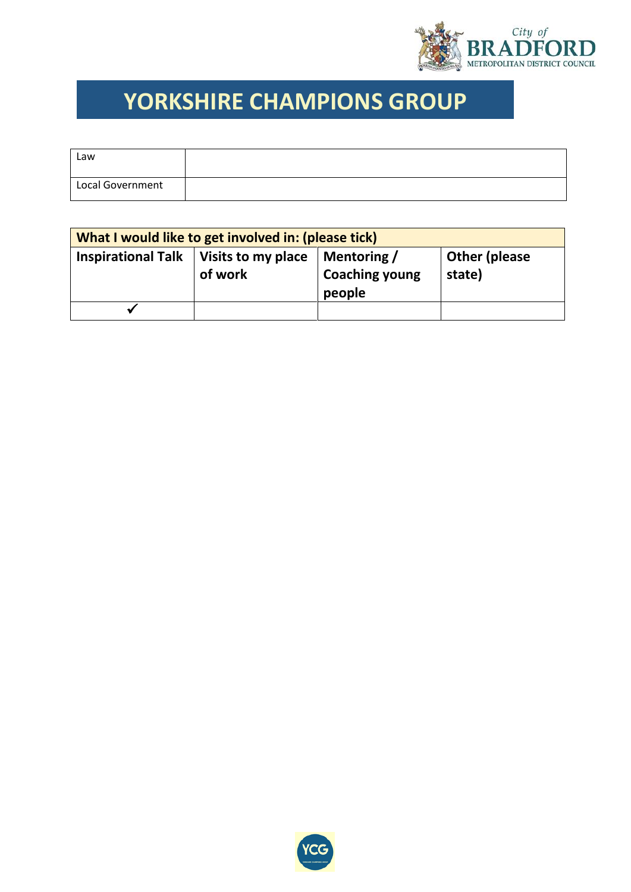# YORKSHIRE CHAMPIONS GROUP

| | |
|---|---|
| Law | |
| Local Government | |

| What I would like to get involved in: (please tick) | | | |
|---|---|---|---|
| **Inspirational Talk** | **Visits to my place of work** | **Mentoring / Coaching young people** | **Other (please state)** |
| ✓ | | | |